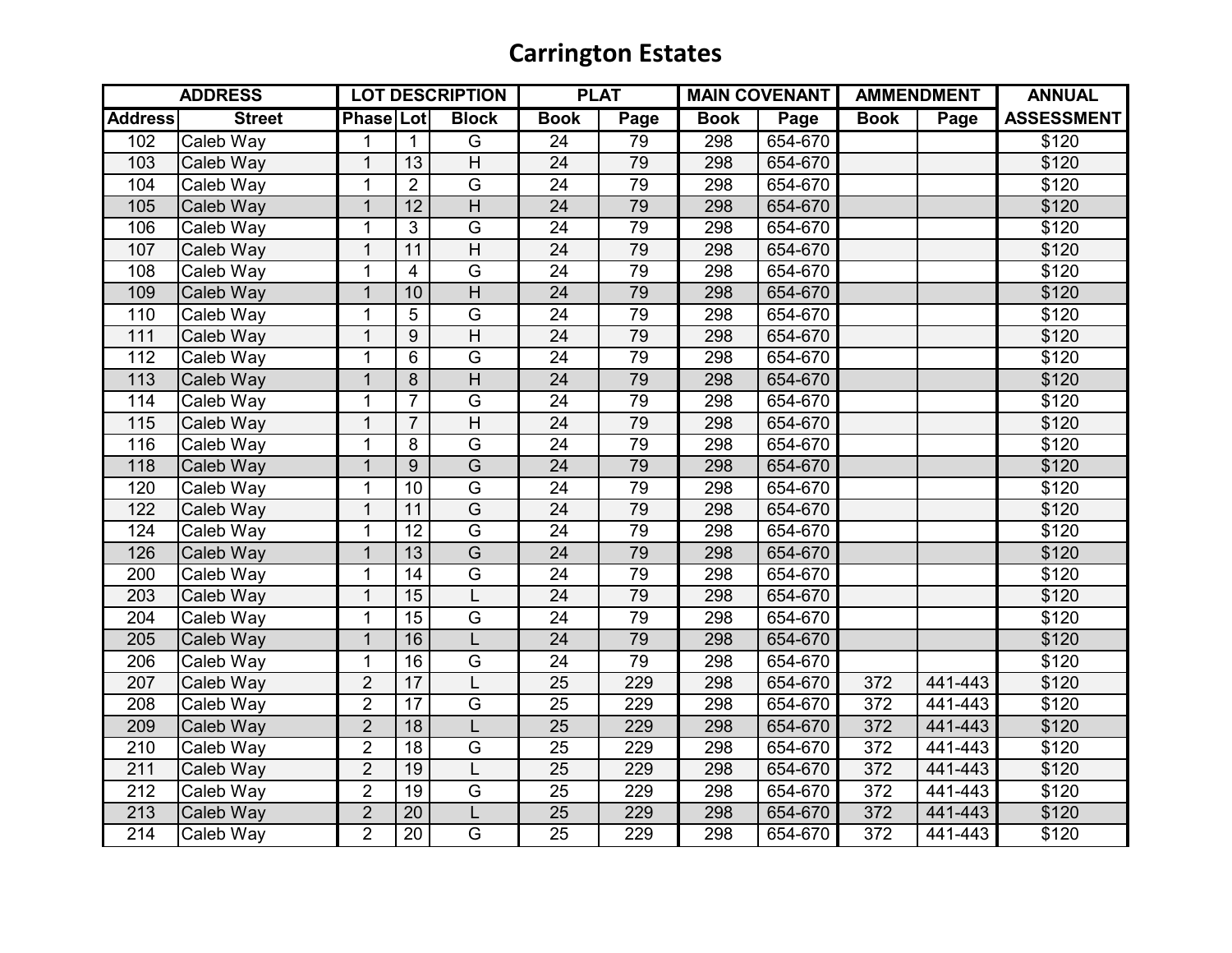# Carrington Estates

| ADDRESS | | LOT DESCRIPTION | | | PLAT | | MAIN COVENANT | | AMMENDMENT | | ANNUAL |
|---|---|---|---|---|---|---|---|---|---|---|---|
| Address | Street | Phase | Lot | Block | Book | Page | Book | Page | Book | Page | ASSESSMENT |
| 102 | Caleb Way | 1 | 1 | G | 24 | 79 | 298 | 654-670 | | | $120 |
| 103 | Caleb Way | 1 | 13 | H | 24 | 79 | 298 | 654-670 | | | $120 |
| 104 | Caleb Way | 1 | 2 | G | 24 | 79 | 298 | 654-670 | | | $120 |
| 105 | Caleb Way | 1 | 12 | H | 24 | 79 | 298 | 654-670 | | | $120 |
| 106 | Caleb Way | 1 | 3 | G | 24 | 79 | 298 | 654-670 | | | $120 |
| 107 | Caleb Way | 1 | 11 | H | 24 | 79 | 298 | 654-670 | | | $120 |
| 108 | Caleb Way | 1 | 4 | G | 24 | 79 | 298 | 654-670 | | | $120 |
| 109 | Caleb Way | 1 | 10 | H | 24 | 79 | 298 | 654-670 | | | $120 |
| 110 | Caleb Way | 1 | 5 | G | 24 | 79 | 298 | 654-670 | | | $120 |
| 111 | Caleb Way | 1 | 9 | H | 24 | 79 | 298 | 654-670 | | | $120 |
| 112 | Caleb Way | 1 | 6 | G | 24 | 79 | 298 | 654-670 | | | $120 |
| 113 | Caleb Way | 1 | 8 | H | 24 | 79 | 298 | 654-670 | | | $120 |
| 114 | Caleb Way | 1 | 7 | G | 24 | 79 | 298 | 654-670 | | | $120 |
| 115 | Caleb Way | 1 | 7 | H | 24 | 79 | 298 | 654-670 | | | $120 |
| 116 | Caleb Way | 1 | 8 | G | 24 | 79 | 298 | 654-670 | | | $120 |
| 118 | Caleb Way | 1 | 9 | G | 24 | 79 | 298 | 654-670 | | | $120 |
| 120 | Caleb Way | 1 | 10 | G | 24 | 79 | 298 | 654-670 | | | $120 |
| 122 | Caleb Way | 1 | 11 | G | 24 | 79 | 298 | 654-670 | | | $120 |
| 124 | Caleb Way | 1 | 12 | G | 24 | 79 | 298 | 654-670 | | | $120 |
| 126 | Caleb Way | 1 | 13 | G | 24 | 79 | 298 | 654-670 | | | $120 |
| 200 | Caleb Way | 1 | 14 | G | 24 | 79 | 298 | 654-670 | | | $120 |
| 203 | Caleb Way | 1 | 15 | L | 24 | 79 | 298 | 654-670 | | | $120 |
| 204 | Caleb Way | 1 | 15 | G | 24 | 79 | 298 | 654-670 | | | $120 |
| 205 | Caleb Way | 1 | 16 | L | 24 | 79 | 298 | 654-670 | | | $120 |
| 206 | Caleb Way | 1 | 16 | G | 24 | 79 | 298 | 654-670 | | | $120 |
| 207 | Caleb Way | 2 | 17 | L | 25 | 229 | 298 | 654-670 | 372 | 441-443 | $120 |
| 208 | Caleb Way | 2 | 17 | G | 25 | 229 | 298 | 654-670 | 372 | 441-443 | $120 |
| 209 | Caleb Way | 2 | 18 | L | 25 | 229 | 298 | 654-670 | 372 | 441-443 | $120 |
| 210 | Caleb Way | 2 | 18 | G | 25 | 229 | 298 | 654-670 | 372 | 441-443 | $120 |
| 211 | Caleb Way | 2 | 19 | L | 25 | 229 | 298 | 654-670 | 372 | 441-443 | $120 |
| 212 | Caleb Way | 2 | 19 | G | 25 | 229 | 298 | 654-670 | 372 | 441-443 | $120 |
| 213 | Caleb Way | 2 | 20 | L | 25 | 229 | 298 | 654-670 | 372 | 441-443 | $120 |
| 214 | Caleb Way | 2 | 20 | G | 25 | 229 | 298 | 654-670 | 372 | 441-443 | $120 |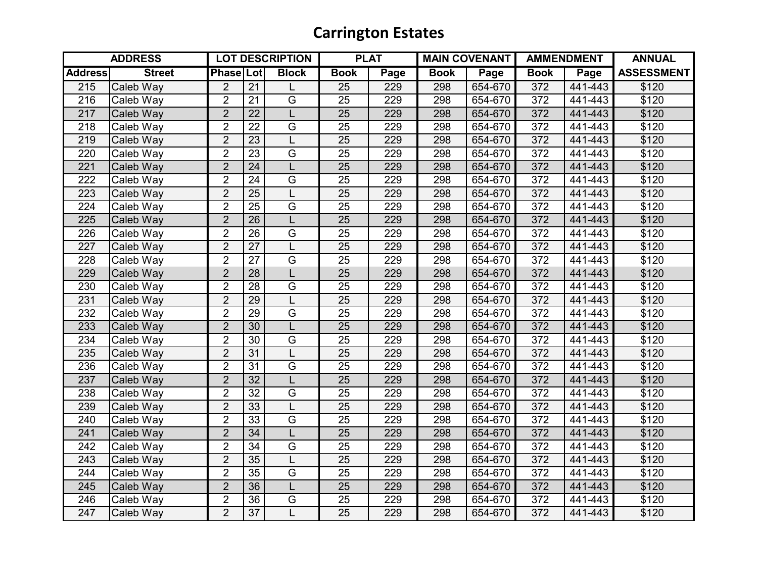# Carrington Estates

| ADDRESS | | LOT DESCRIPTION | | | PLAT | | MAIN COVENANT | | AMMENDMENT | | ANNUAL |
|---|---|---|---|---|---|---|---|---|---|---|---|
| Address | Street | Phase | Lot | Block | Book | Page | Book | Page | Book | Page | ASSESSMENT |
| 215 | Caleb Way | 2 | 21 | L | 25 | 229 | 298 | 654-670 | 372 | 441-443 | $120 |
| 216 | Caleb Way | 2 | 21 | G | 25 | 229 | 298 | 654-670 | 372 | 441-443 | $120 |
| 217 | Caleb Way | 2 | 22 | L | 25 | 229 | 298 | 654-670 | 372 | 441-443 | $120 |
| 218 | Caleb Way | 2 | 22 | G | 25 | 229 | 298 | 654-670 | 372 | 441-443 | $120 |
| 219 | Caleb Way | 2 | 23 | L | 25 | 229 | 298 | 654-670 | 372 | 441-443 | $120 |
| 220 | Caleb Way | 2 | 23 | G | 25 | 229 | 298 | 654-670 | 372 | 441-443 | $120 |
| 221 | Caleb Way | 2 | 24 | L | 25 | 229 | 298 | 654-670 | 372 | 441-443 | $120 |
| 222 | Caleb Way | 2 | 24 | G | 25 | 229 | 298 | 654-670 | 372 | 441-443 | $120 |
| 223 | Caleb Way | 2 | 25 | L | 25 | 229 | 298 | 654-670 | 372 | 441-443 | $120 |
| 224 | Caleb Way | 2 | 25 | G | 25 | 229 | 298 | 654-670 | 372 | 441-443 | $120 |
| 225 | Caleb Way | 2 | 26 | L | 25 | 229 | 298 | 654-670 | 372 | 441-443 | $120 |
| 226 | Caleb Way | 2 | 26 | G | 25 | 229 | 298 | 654-670 | 372 | 441-443 | $120 |
| 227 | Caleb Way | 2 | 27 | L | 25 | 229 | 298 | 654-670 | 372 | 441-443 | $120 |
| 228 | Caleb Way | 2 | 27 | G | 25 | 229 | 298 | 654-670 | 372 | 441-443 | $120 |
| 229 | Caleb Way | 2 | 28 | L | 25 | 229 | 298 | 654-670 | 372 | 441-443 | $120 |
| 230 | Caleb Way | 2 | 28 | G | 25 | 229 | 298 | 654-670 | 372 | 441-443 | $120 |
| 231 | Caleb Way | 2 | 29 | L | 25 | 229 | 298 | 654-670 | 372 | 441-443 | $120 |
| 232 | Caleb Way | 2 | 29 | G | 25 | 229 | 298 | 654-670 | 372 | 441-443 | $120 |
| 233 | Caleb Way | 2 | 30 | L | 25 | 229 | 298 | 654-670 | 372 | 441-443 | $120 |
| 234 | Caleb Way | 2 | 30 | G | 25 | 229 | 298 | 654-670 | 372 | 441-443 | $120 |
| 235 | Caleb Way | 2 | 31 | L | 25 | 229 | 298 | 654-670 | 372 | 441-443 | $120 |
| 236 | Caleb Way | 2 | 31 | G | 25 | 229 | 298 | 654-670 | 372 | 441-443 | $120 |
| 237 | Caleb Way | 2 | 32 | L | 25 | 229 | 298 | 654-670 | 372 | 441-443 | $120 |
| 238 | Caleb Way | 2 | 32 | G | 25 | 229 | 298 | 654-670 | 372 | 441-443 | $120 |
| 239 | Caleb Way | 2 | 33 | L | 25 | 229 | 298 | 654-670 | 372 | 441-443 | $120 |
| 240 | Caleb Way | 2 | 33 | G | 25 | 229 | 298 | 654-670 | 372 | 441-443 | $120 |
| 241 | Caleb Way | 2 | 34 | L | 25 | 229 | 298 | 654-670 | 372 | 441-443 | $120 |
| 242 | Caleb Way | 2 | 34 | G | 25 | 229 | 298 | 654-670 | 372 | 441-443 | $120 |
| 243 | Caleb Way | 2 | 35 | L | 25 | 229 | 298 | 654-670 | 372 | 441-443 | $120 |
| 244 | Caleb Way | 2 | 35 | G | 25 | 229 | 298 | 654-670 | 372 | 441-443 | $120 |
| 245 | Caleb Way | 2 | 36 | L | 25 | 229 | 298 | 654-670 | 372 | 441-443 | $120 |
| 246 | Caleb Way | 2 | 36 | G | 25 | 229 | 298 | 654-670 | 372 | 441-443 | $120 |
| 247 | Caleb Way | 2 | 37 | L | 25 | 229 | 298 | 654-670 | 372 | 441-443 | $120 |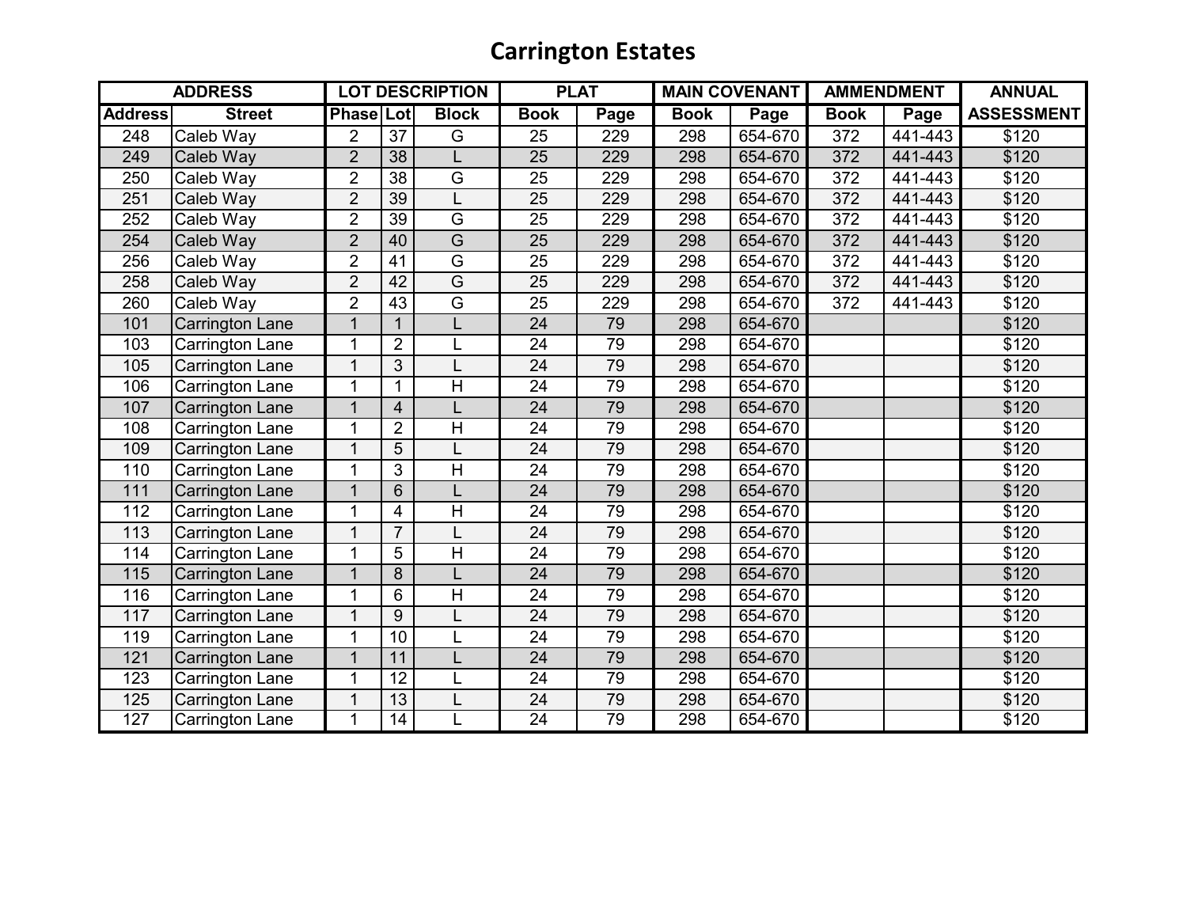# Carrington Estates

| ADDRESS | | LOT DESCRIPTION | | | PLAT | | MAIN COVENANT | | AMMENDMENT | | ANNUAL |
|---|---|---|---|---|---|---|---|---|---|---|---|
| Address | Street | Phase | Lot | Block | Book | Page | Book | Page | Book | Page | ASSESSMENT |
| 248 | Caleb Way | 2 | 37 | G | 25 | 229 | 298 | 654-670 | 372 | 441-443 | $120 |
| 249 | Caleb Way | 2 | 38 | L | 25 | 229 | 298 | 654-670 | 372 | 441-443 | $120 |
| 250 | Caleb Way | 2 | 38 | G | 25 | 229 | 298 | 654-670 | 372 | 441-443 | $120 |
| 251 | Caleb Way | 2 | 39 | L | 25 | 229 | 298 | 654-670 | 372 | 441-443 | $120 |
| 252 | Caleb Way | 2 | 39 | G | 25 | 229 | 298 | 654-670 | 372 | 441-443 | $120 |
| 254 | Caleb Way | 2 | 40 | G | 25 | 229 | 298 | 654-670 | 372 | 441-443 | $120 |
| 256 | Caleb Way | 2 | 41 | G | 25 | 229 | 298 | 654-670 | 372 | 441-443 | $120 |
| 258 | Caleb Way | 2 | 42 | G | 25 | 229 | 298 | 654-670 | 372 | 441-443 | $120 |
| 260 | Caleb Way | 2 | 43 | G | 25 | 229 | 298 | 654-670 | 372 | 441-443 | $120 |
| 101 | Carrington Lane | 1 | 1 | L | 24 | 79 | 298 | 654-670 | | | $120 |
| 103 | Carrington Lane | 1 | 2 | L | 24 | 79 | 298 | 654-670 | | | $120 |
| 105 | Carrington Lane | 1 | 3 | L | 24 | 79 | 298 | 654-670 | | | $120 |
| 106 | Carrington Lane | 1 | 1 | H | 24 | 79 | 298 | 654-670 | | | $120 |
| 107 | Carrington Lane | 1 | 4 | L | 24 | 79 | 298 | 654-670 | | | $120 |
| 108 | Carrington Lane | 1 | 2 | H | 24 | 79 | 298 | 654-670 | | | $120 |
| 109 | Carrington Lane | 1 | 5 | L | 24 | 79 | 298 | 654-670 | | | $120 |
| 110 | Carrington Lane | 1 | 3 | H | 24 | 79 | 298 | 654-670 | | | $120 |
| 111 | Carrington Lane | 1 | 6 | L | 24 | 79 | 298 | 654-670 | | | $120 |
| 112 | Carrington Lane | 1 | 4 | H | 24 | 79 | 298 | 654-670 | | | $120 |
| 113 | Carrington Lane | 1 | 7 | L | 24 | 79 | 298 | 654-670 | | | $120 |
| 114 | Carrington Lane | 1 | 5 | H | 24 | 79 | 298 | 654-670 | | | $120 |
| 115 | Carrington Lane | 1 | 8 | L | 24 | 79 | 298 | 654-670 | | | $120 |
| 116 | Carrington Lane | 1 | 6 | H | 24 | 79 | 298 | 654-670 | | | $120 |
| 117 | Carrington Lane | 1 | 9 | L | 24 | 79 | 298 | 654-670 | | | $120 |
| 119 | Carrington Lane | 1 | 10 | L | 24 | 79 | 298 | 654-670 | | | $120 |
| 121 | Carrington Lane | 1 | 11 | L | 24 | 79 | 298 | 654-670 | | | $120 |
| 123 | Carrington Lane | 1 | 12 | L | 24 | 79 | 298 | 654-670 | | | $120 |
| 125 | Carrington Lane | 1 | 13 | L | 24 | 79 | 298 | 654-670 | | | $120 |
| 127 | Carrington Lane | 1 | 14 | L | 24 | 79 | 298 | 654-670 | | | $120 |